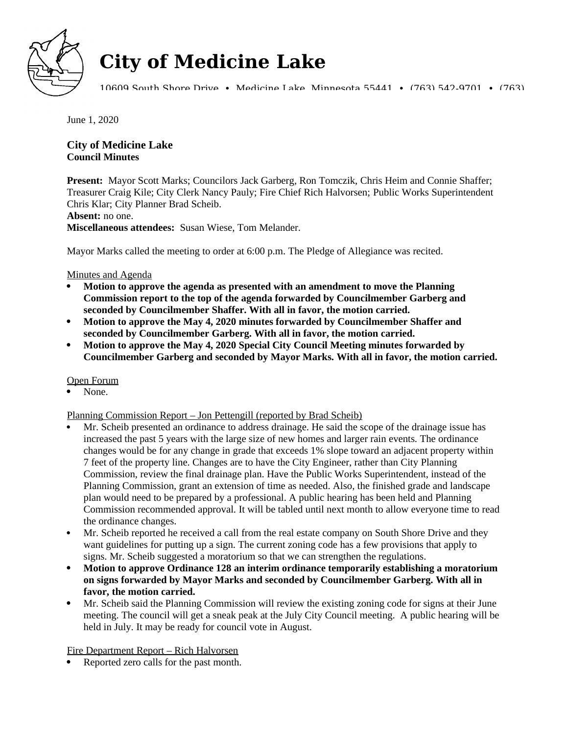# City of Medicine Lake

10609 South Shore Drive • Medicine Lake, Minnesota 55441 • (763) 542-9701 • (763)

June 1, 2020

**City of Medicine Lake**
**Council Minutes**

**Present:** Mayor Scott Marks; Councilors Jack Garberg, Ron Tomczik, Chris Heim and Connie Shaffer; Treasurer Craig Kile; City Clerk Nancy Pauly; Fire Chief Rich Halvorsen; Public Works Superintendent Chris Klar; City Planner Brad Scheib.
**Absent:** no one.
**Miscellaneous attendees:** Susan Wiese, Tom Melander.

Mayor Marks called the meeting to order at 6:00 p.m. The Pledge of Allegiance was recited.

Minutes and Agenda

- **Motion to approve the agenda as presented with an amendment to move the Planning Commission report to the top of the agenda forwarded by Councilmember Garberg and seconded by Councilmember Shaffer. With all in favor, the motion carried.**
- **Motion to approve the May 4, 2020 minutes forwarded by Councilmember Shaffer and seconded by Councilmember Garberg. With all in favor, the motion carried.**
- **Motion to approve the May 4, 2020 Special City Council Meeting minutes forwarded by Councilmember Garberg and seconded by Mayor Marks. With all in favor, the motion carried.**

Open Forum

- None.

Planning Commission Report – Jon Pettengill (reported by Brad Scheib)

- Mr. Scheib presented an ordinance to address drainage. He said the scope of the drainage issue has increased the past 5 years with the large size of new homes and larger rain events. The ordinance changes would be for any change in grade that exceeds 1% slope toward an adjacent property within 7 feet of the property line. Changes are to have the City Engineer, rather than City Planning Commission, review the final drainage plan. Have the Public Works Superintendent, instead of the Planning Commission, grant an extension of time as needed. Also, the finished grade and landscape plan would need to be prepared by a professional. A public hearing has been held and Planning Commission recommended approval. It will be tabled until next month to allow everyone time to read the ordinance changes.
- Mr. Scheib reported he received a call from the real estate company on South Shore Drive and they want guidelines for putting up a sign. The current zoning code has a few provisions that apply to signs. Mr. Scheib suggested a moratorium so that we can strengthen the regulations.
- **Motion to approve Ordinance 128 an interim ordinance temporarily establishing a moratorium on signs forwarded by Mayor Marks and seconded by Councilmember Garberg. With all in favor, the motion carried.**
- Mr. Scheib said the Planning Commission will review the existing zoning code for signs at their June meeting. The council will get a sneak peak at the July City Council meeting. A public hearing will be held in July. It may be ready for council vote in August.

Fire Department Report – Rich Halvorsen

- Reported zero calls for the past month.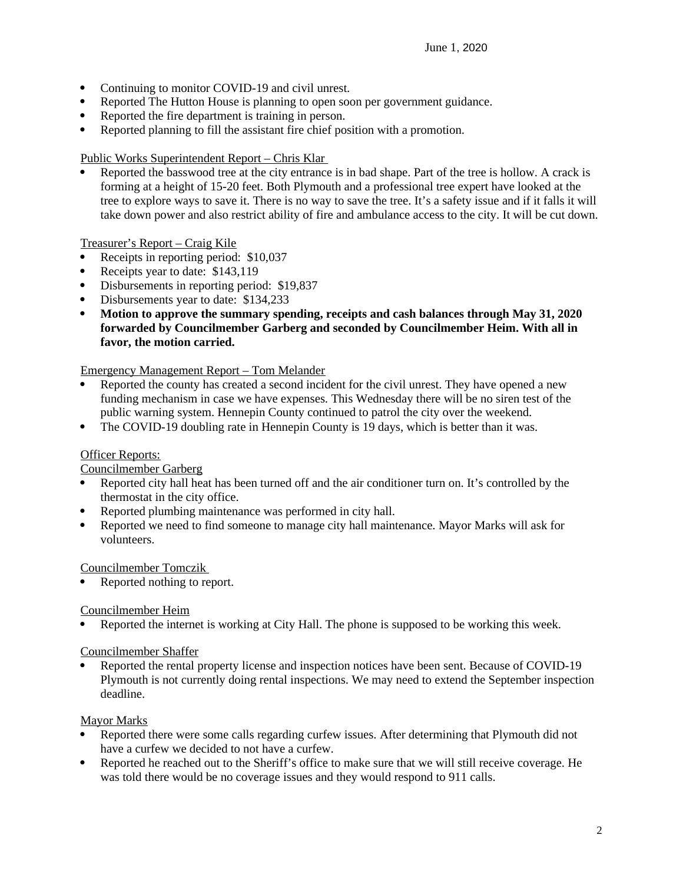- Continuing to monitor COVID-19 and civil unrest.
- Reported The Hutton House is planning to open soon per government guidance.
- Reported the fire department is training in person.
- Reported planning to fill the assistant fire chief position with a promotion.

Public Works Superintendent Report – Chris Klar

- Reported the basswood tree at the city entrance is in bad shape. Part of the tree is hollow. A crack is forming at a height of 15-20 feet. Both Plymouth and a professional tree expert have looked at the tree to explore ways to save it. There is no way to save the tree. It's a safety issue and if it falls it will take down power and also restrict ability of fire and ambulance access to the city. It will be cut down.

Treasurer's Report – Craig Kile

- Receipts in reporting period: $10,037
- Receipts year to date: $143,119
- Disbursements in reporting period: $19,837
- Disbursements year to date: $134,233
- **Motion to approve the summary spending, receipts and cash balances through May 31, 2020 forwarded by Councilmember Garberg and seconded by Councilmember Heim. With all in favor, the motion carried.**

Emergency Management Report – Tom Melander

- Reported the county has created a second incident for the civil unrest. They have opened a new funding mechanism in case we have expenses. This Wednesday there will be no siren test of the public warning system. Hennepin County continued to patrol the city over the weekend.
- The COVID-19 doubling rate in Hennepin County is 19 days, which is better than it was.

Officer Reports:

Councilmember Garberg

- Reported city hall heat has been turned off and the air conditioner turn on. It's controlled by the thermostat in the city office.
- Reported plumbing maintenance was performed in city hall.
- Reported we need to find someone to manage city hall maintenance. Mayor Marks will ask for volunteers.

Councilmember Tomczik

- Reported nothing to report.

Councilmember Heim

- Reported the internet is working at City Hall. The phone is supposed to be working this week.

Councilmember Shaffer

- Reported the rental property license and inspection notices have been sent. Because of COVID-19 Plymouth is not currently doing rental inspections. We may need to extend the September inspection deadline.

Mayor Marks

- Reported there were some calls regarding curfew issues. After determining that Plymouth did not have a curfew we decided to not have a curfew.
- Reported he reached out to the Sheriff's office to make sure that we will still receive coverage. He was told there would be no coverage issues and they would respond to 911 calls.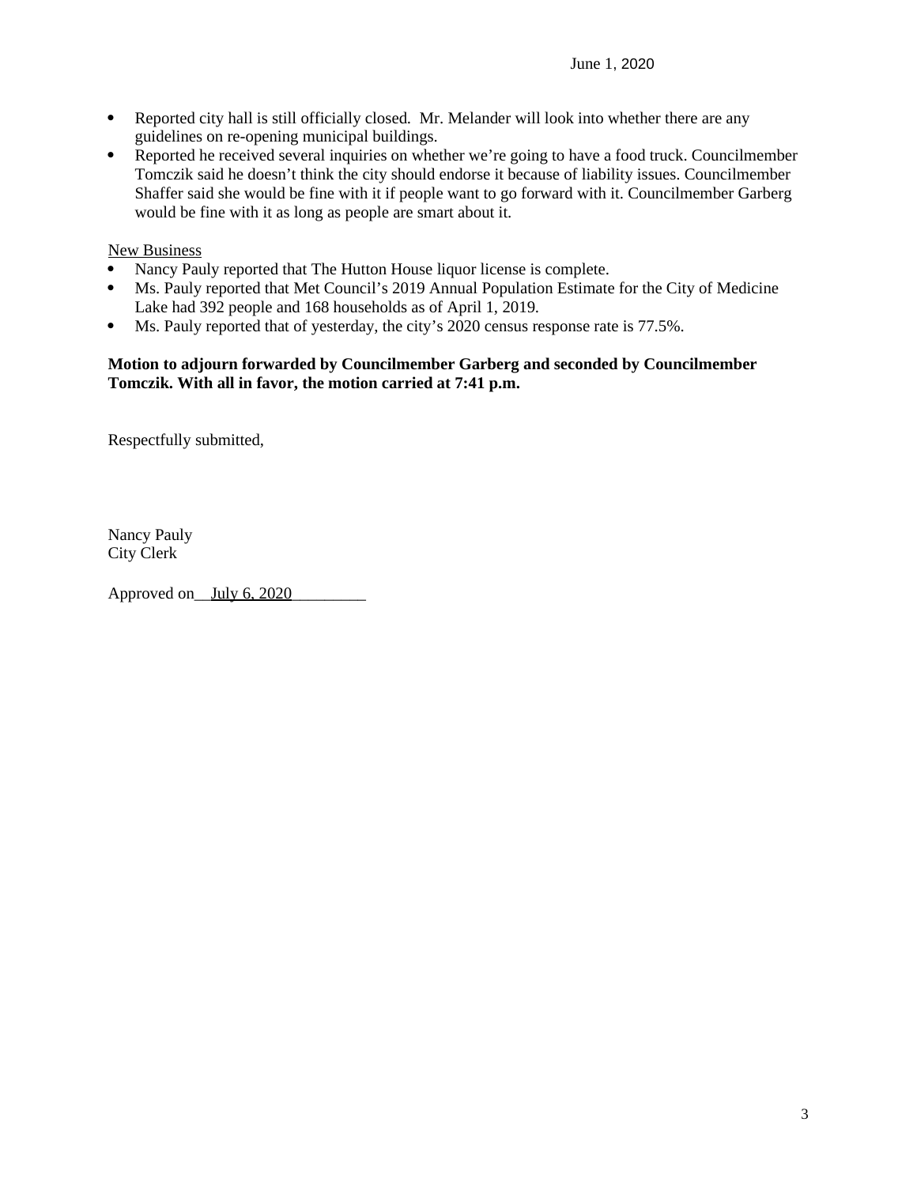- Reported city hall is still officially closed. Mr. Melander will look into whether there are any guidelines on re-opening municipal buildings.
- Reported he received several inquiries on whether we're going to have a food truck. Councilmember Tomczik said he doesn't think the city should endorse it because of liability issues. Councilmember Shaffer said she would be fine with it if people want to go forward with it. Councilmember Garberg would be fine with it as long as people are smart about it.

New Business

- Nancy Pauly reported that The Hutton House liquor license is complete.
- Ms. Pauly reported that Met Council's 2019 Annual Population Estimate for the City of Medicine Lake had 392 people and 168 households as of April 1, 2019.
- Ms. Pauly reported that of yesterday, the city's 2020 census response rate is 77.5%.

**Motion to adjourn forwarded by Councilmember Garberg and seconded by Councilmember Tomczik. With all in favor, the motion carried at 7:41 p.m.**

Respectfully submitted,

Nancy Pauly
City Clerk

Approved on July 6, 2020